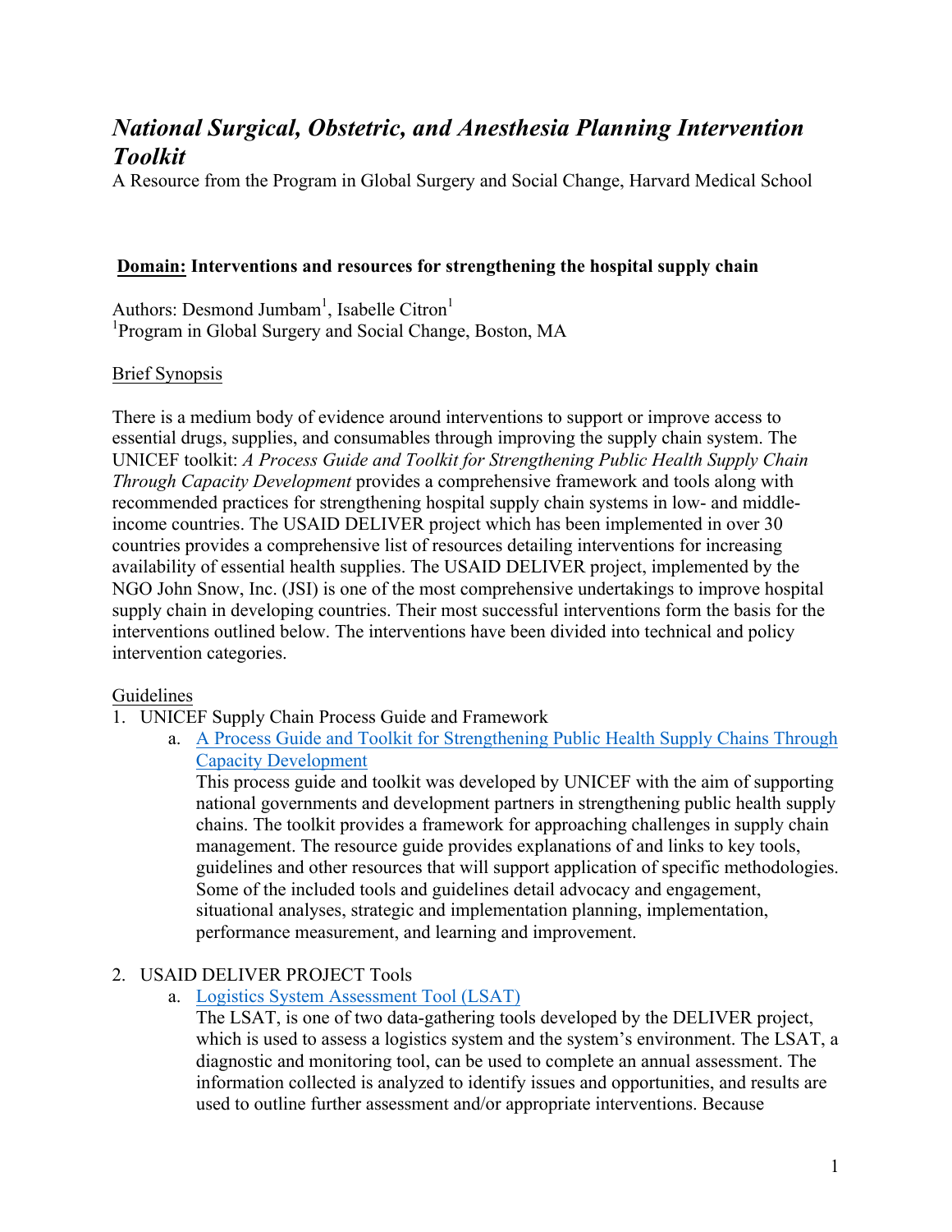# *National Surgical, Obstetric, and Anesthesia Planning Intervention Toolkit*

A Resource from the Program in Global Surgery and Social Change, Harvard Medical School

**Domain: Interventions and resources for strengthening the hospital supply chain**

Authors: Desmond Jumbam[1], Isabelle Citron[1]

[1]Program in Global Surgery and Social Change, Boston, MA

Brief Synopsis

There is a medium body of evidence around interventions to support or improve access to essential drugs, supplies, and consumables through improving the supply chain system. The UNICEF toolkit: *A Process Guide and Toolkit for Strengthening Public Health Supply Chain Through Capacity Development* provides a comprehensive framework and tools along with recommended practices for strengthening hospital supply chain systems in low- and middle-income countries. The USAID DELIVER project which has been implemented in over 30 countries provides a comprehensive list of resources detailing interventions for increasing availability of essential health supplies. The USAID DELIVER project, implemented by the NGO John Snow, Inc. (JSI) is one of the most comprehensive undertakings to improve hospital supply chain in developing countries. Their most successful interventions form the basis for the interventions outlined below. The interventions have been divided into technical and policy intervention categories.

Guidelines

1. UNICEF Supply Chain Process Guide and Framework
   a. A Process Guide and Toolkit for Strengthening Public Health Supply Chains Through Capacity Development
      This process guide and toolkit was developed by UNICEF with the aim of supporting national governments and development partners in strengthening public health supply chains. The toolkit provides a framework for approaching challenges in supply chain management. The resource guide provides explanations of and links to key tools, guidelines and other resources that will support application of specific methodologies. Some of the included tools and guidelines detail advocacy and engagement, situational analyses, strategic and implementation planning, implementation, performance measurement, and learning and improvement.

2. USAID DELIVER PROJECT Tools
   a. Logistics System Assessment Tool (LSAT)
      The LSAT, is one of two data-gathering tools developed by the DELIVER project, which is used to assess a logistics system and the system's environment. The LSAT, a diagnostic and monitoring tool, can be used to complete an annual assessment. The information collected is analyzed to identify issues and opportunities, and results are used to outline further assessment and/or appropriate interventions. Because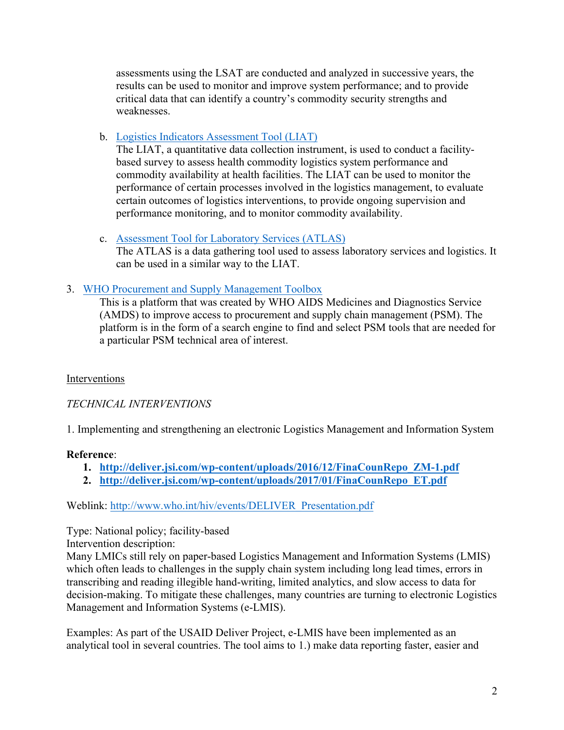assessments using the LSAT are conducted and analyzed in successive years, the results can be used to monitor and improve system performance; and to provide critical data that can identify a country's commodity security strengths and weaknesses.

b. Logistics Indicators Assessment Tool (LIAT)
The LIAT, a quantitative data collection instrument, is used to conduct a facility-based survey to assess health commodity logistics system performance and commodity availability at health facilities. The LIAT can be used to monitor the performance of certain processes involved in the logistics management, to evaluate certain outcomes of logistics interventions, to provide ongoing supervision and performance monitoring, and to monitor commodity availability.

c. Assessment Tool for Laboratory Services (ATLAS)
The ATLAS is a data gathering tool used to assess laboratory services and logistics. It can be used in a similar way to the LIAT.

3. WHO Procurement and Supply Management Toolbox
This is a platform that was created by WHO AIDS Medicines and Diagnostics Service (AMDS) to improve access to procurement and supply chain management (PSM). The platform is in the form of a search engine to find and select PSM tools that are needed for a particular PSM technical area of interest.

Interventions

*TECHNICAL INTERVENTIONS*

1. Implementing and strengthening an electronic Logistics Management and Information System

**Reference**:

1. **http://deliver.jsi.com/wp-content/uploads/2016/12/FinaCounRepo_ZM-1.pdf**
2. **http://deliver.jsi.com/wp-content/uploads/2017/01/FinaCounRepo_ET.pdf**

Weblink: http://www.who.int/hiv/events/DELIVER_Presentation.pdf

Type: National policy; facility-based
Intervention description:
Many LMICs still rely on paper-based Logistics Management and Information Systems (LMIS) which often leads to challenges in the supply chain system including long lead times, errors in transcribing and reading illegible hand-writing, limited analytics, and slow access to data for decision-making. To mitigate these challenges, many countries are turning to electronic Logistics Management and Information Systems (e-LMIS).

Examples: As part of the USAID Deliver Project, e-LMIS have been implemented as an analytical tool in several countries. The tool aims to 1.) make data reporting faster, easier and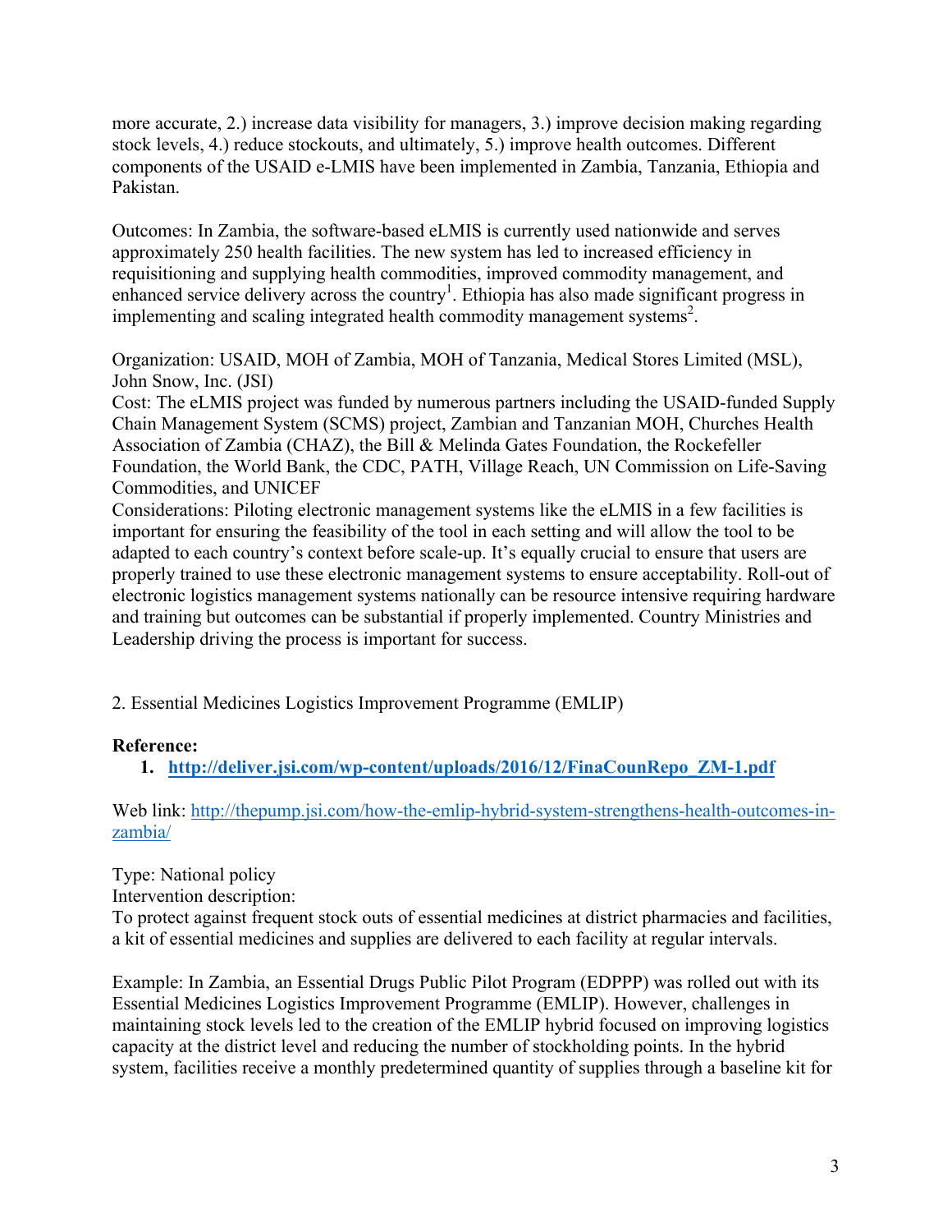more accurate, 2.) increase data visibility for managers, 3.) improve decision making regarding stock levels, 4.) reduce stockouts, and ultimately, 5.) improve health outcomes. Different components of the USAID e-LMIS have been implemented in Zambia, Tanzania, Ethiopia and Pakistan.

Outcomes: In Zambia, the software-based eLMIS is currently used nationwide and serves approximately 250 health facilities. The new system has led to increased efficiency in requisitioning and supplying health commodities, improved commodity management, and enhanced service delivery across the country[1]. Ethiopia has also made significant progress in implementing and scaling integrated health commodity management systems[2].

Organization: USAID, MOH of Zambia, MOH of Tanzania, Medical Stores Limited (MSL), John Snow, Inc. (JSI)
Cost: The eLMIS project was funded by numerous partners including the USAID-funded Supply Chain Management System (SCMS) project, Zambian and Tanzanian MOH, Churches Health Association of Zambia (CHAZ), the Bill & Melinda Gates Foundation, the Rockefeller Foundation, the World Bank, the CDC, PATH, Village Reach, UN Commission on Life-Saving Commodities, and UNICEF
Considerations: Piloting electronic management systems like the eLMIS in a few facilities is important for ensuring the feasibility of the tool in each setting and will allow the tool to be adapted to each country's context before scale-up. It's equally crucial to ensure that users are properly trained to use these electronic management systems to ensure acceptability. Roll-out of electronic logistics management systems nationally can be resource intensive requiring hardware and training but outcomes can be substantial if properly implemented. Country Ministries and Leadership driving the process is important for success.

2. Essential Medicines Logistics Improvement Programme (EMLIP)

**Reference:**

1. **http://deliver.jsi.com/wp-content/uploads/2016/12/FinaCounRepo_ZM-1.pdf**

Web link: http://thepump.jsi.com/how-the-emlip-hybrid-system-strengthens-health-outcomes-in-zambia/

Type: National policy
Intervention description:
To protect against frequent stock outs of essential medicines at district pharmacies and facilities, a kit of essential medicines and supplies are delivered to each facility at regular intervals.

Example: In Zambia, an Essential Drugs Public Pilot Program (EDPPP) was rolled out with its Essential Medicines Logistics Improvement Programme (EMLIP). However, challenges in maintaining stock levels led to the creation of the EMLIP hybrid focused on improving logistics capacity at the district level and reducing the number of stockholding points. In the hybrid system, facilities receive a monthly predetermined quantity of supplies through a baseline kit for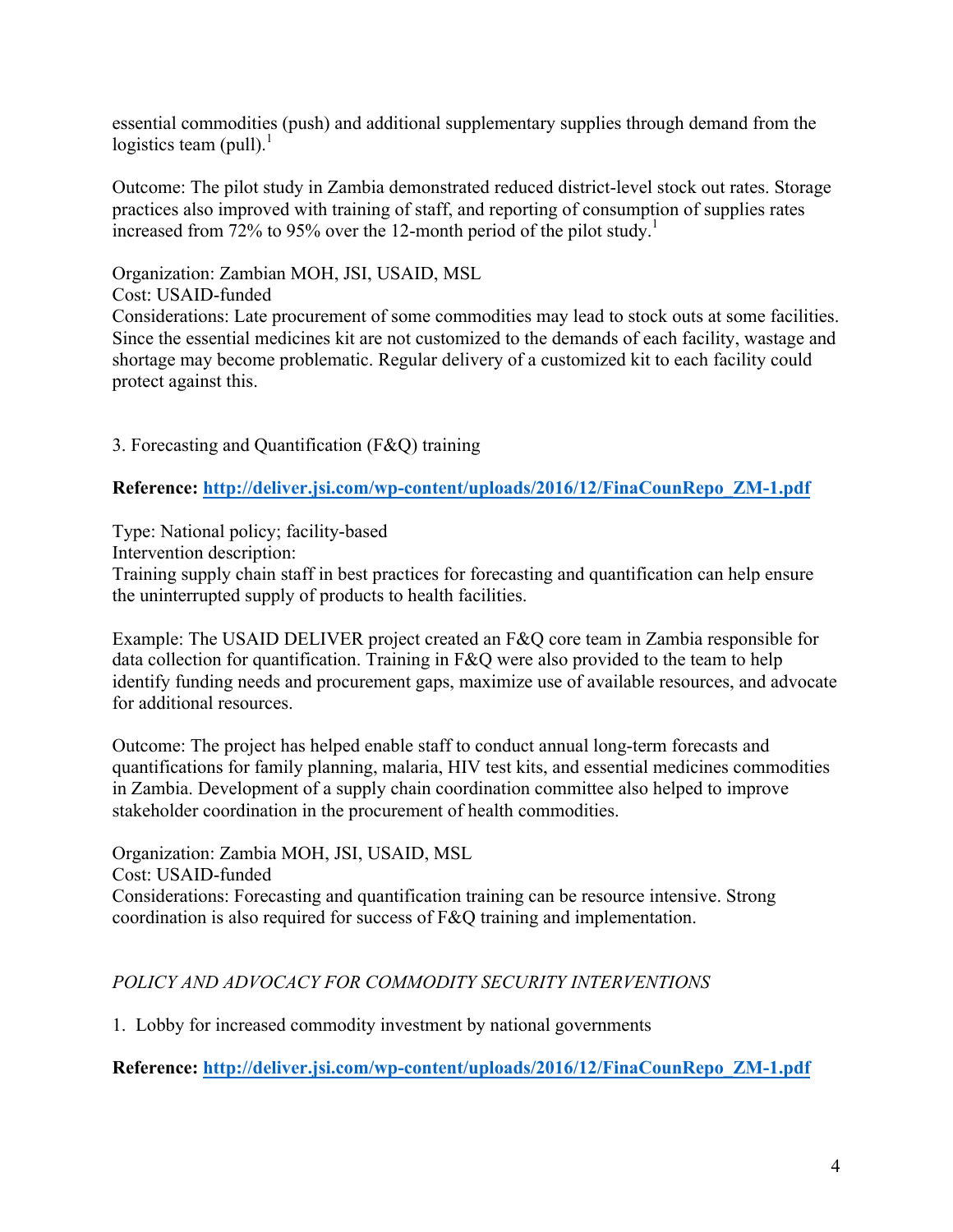essential commodities (push) and additional supplementary supplies through demand from the logistics team (pull).[1]

Outcome: The pilot study in Zambia demonstrated reduced district-level stock out rates. Storage practices also improved with training of staff, and reporting of consumption of supplies rates increased from 72% to 95% over the 12-month period of the pilot study.[1]

Organization: Zambian MOH, JSI, USAID, MSL
Cost: USAID-funded
Considerations: Late procurement of some commodities may lead to stock outs at some facilities. Since the essential medicines kit are not customized to the demands of each facility, wastage and shortage may become problematic. Regular delivery of a customized kit to each facility could protect against this.

3. Forecasting and Quantification (F&Q) training

**Reference: [http://deliver.jsi.com/wp-content/uploads/2016/12/FinaCounRepo_ZM-1.pdf](http://deliver.jsi.com/wp-content/uploads/2016/12/FinaCounRepo_ZM-1.pdf)**

Type: National policy; facility-based
Intervention description:
Training supply chain staff in best practices for forecasting and quantification can help ensure the uninterrupted supply of products to health facilities.

Example: The USAID DELIVER project created an F&Q core team in Zambia responsible for data collection for quantification. Training in F&Q were also provided to the team to help identify funding needs and procurement gaps, maximize use of available resources, and advocate for additional resources.

Outcome: The project has helped enable staff to conduct annual long-term forecasts and quantifications for family planning, malaria, HIV test kits, and essential medicines commodities in Zambia. Development of a supply chain coordination committee also helped to improve stakeholder coordination in the procurement of health commodities.

Organization: Zambia MOH, JSI, USAID, MSL
Cost: USAID-funded
Considerations: Forecasting and quantification training can be resource intensive. Strong coordination is also required for success of F&Q training and implementation.

*POLICY AND ADVOCACY FOR COMMODITY SECURITY INTERVENTIONS*

1. Lobby for increased commodity investment by national governments

**Reference: [http://deliver.jsi.com/wp-content/uploads/2016/12/FinaCounRepo_ZM-1.pdf](http://deliver.jsi.com/wp-content/uploads/2016/12/FinaCounRepo_ZM-1.pdf)**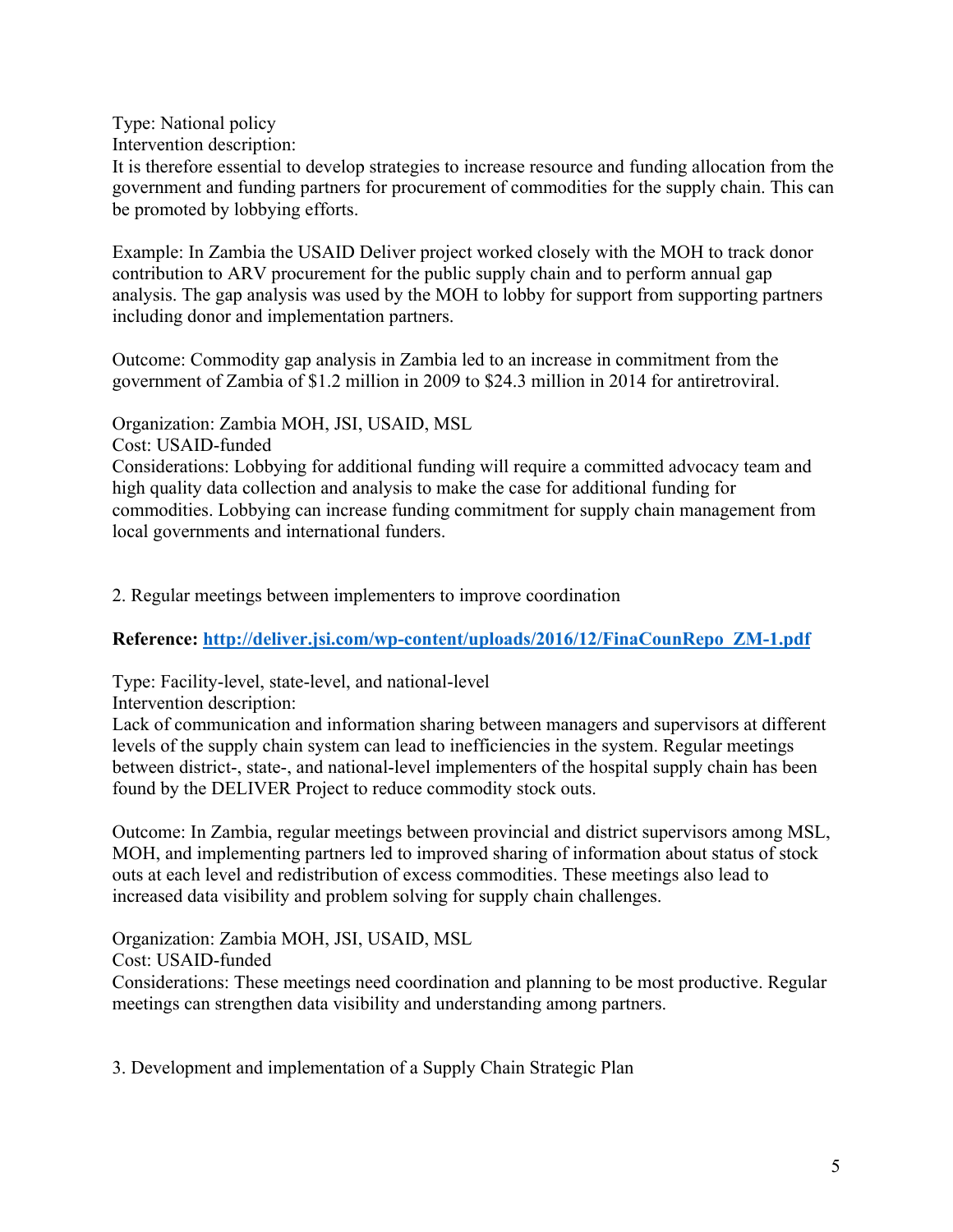Type: National policy
Intervention description:
It is therefore essential to develop strategies to increase resource and funding allocation from the government and funding partners for procurement of commodities for the supply chain. This can be promoted by lobbying efforts.

Example: In Zambia the USAID Deliver project worked closely with the MOH to track donor contribution to ARV procurement for the public supply chain and to perform annual gap analysis. The gap analysis was used by the MOH to lobby for support from supporting partners including donor and implementation partners.

Outcome: Commodity gap analysis in Zambia led to an increase in commitment from the government of Zambia of $1.2 million in 2009 to $24.3 million in 2014 for antiretroviral.

Organization: Zambia MOH, JSI, USAID, MSL
Cost: USAID-funded
Considerations: Lobbying for additional funding will require a committed advocacy team and high quality data collection and analysis to make the case for additional funding for commodities. Lobbying can increase funding commitment for supply chain management from local governments and international funders.

2. Regular meetings between implementers to improve coordination

**Reference: [http://deliver.jsi.com/wp-content/uploads/2016/12/FinaCounRepo_ZM-1.pdf](http://deliver.jsi.com/wp-content/uploads/2016/12/FinaCounRepo_ZM-1.pdf)**

Type: Facility-level, state-level, and national-level
Intervention description:
Lack of communication and information sharing between managers and supervisors at different levels of the supply chain system can lead to inefficiencies in the system. Regular meetings between district-, state-, and national-level implementers of the hospital supply chain has been found by the DELIVER Project to reduce commodity stock outs.

Outcome: In Zambia, regular meetings between provincial and district supervisors among MSL, MOH, and implementing partners led to improved sharing of information about status of stock outs at each level and redistribution of excess commodities. These meetings also lead to increased data visibility and problem solving for supply chain challenges.

Organization: Zambia MOH, JSI, USAID, MSL
Cost: USAID-funded
Considerations: These meetings need coordination and planning to be most productive. Regular meetings can strengthen data visibility and understanding among partners.

3. Development and implementation of a Supply Chain Strategic Plan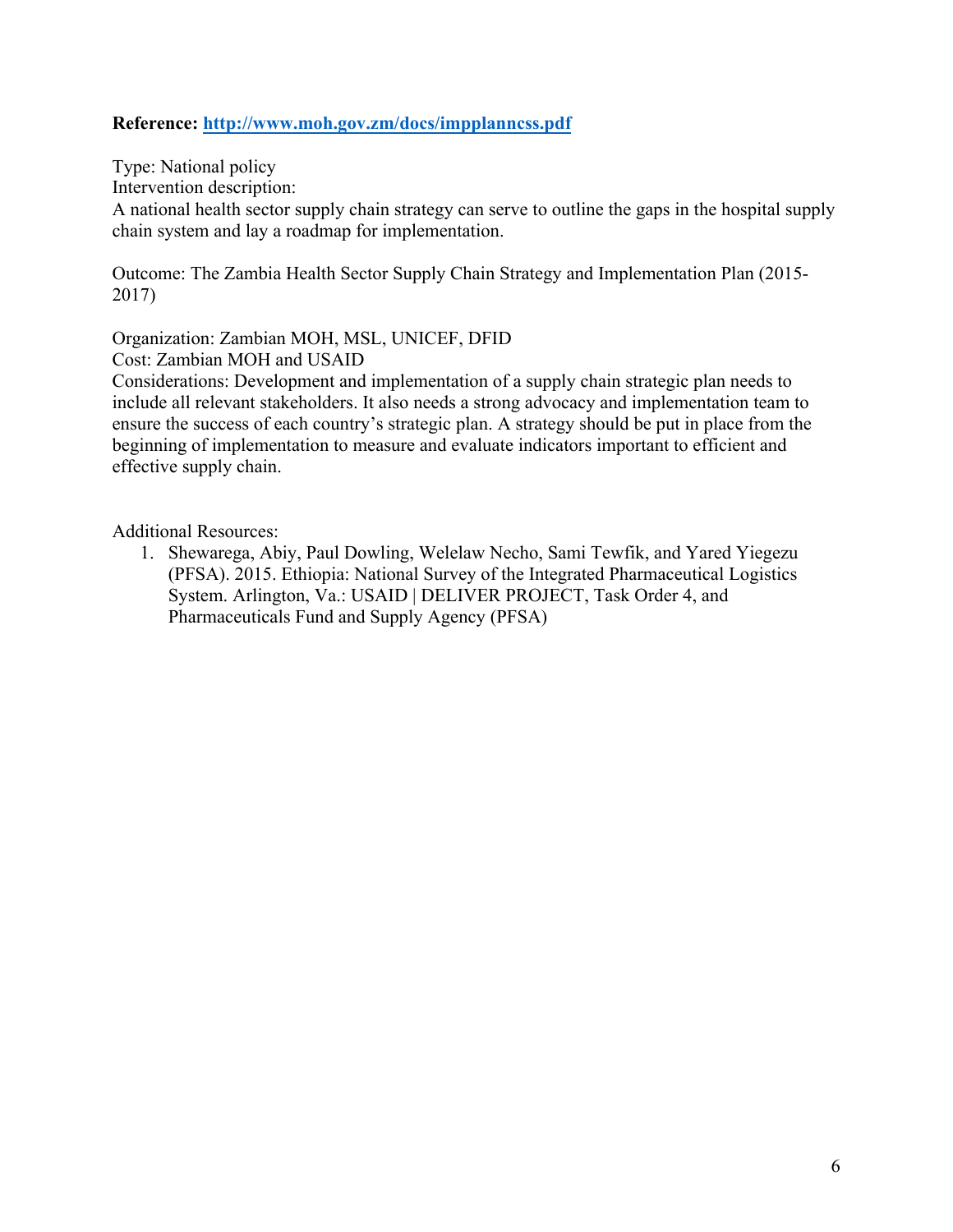**Reference: [http://www.moh.gov.zm/docs/impplanncss.pdf](http://www.moh.gov.zm/docs/impplanncss.pdf)**

Type: National policy
Intervention description:
A national health sector supply chain strategy can serve to outline the gaps in the hospital supply chain system and lay a roadmap for implementation.

Outcome: The Zambia Health Sector Supply Chain Strategy and Implementation Plan (2015-2017)

Organization: Zambian MOH, MSL, UNICEF, DFID
Cost: Zambian MOH and USAID
Considerations: Development and implementation of a supply chain strategic plan needs to include all relevant stakeholders. It also needs a strong advocacy and implementation team to ensure the success of each country's strategic plan. A strategy should be put in place from the beginning of implementation to measure and evaluate indicators important to efficient and effective supply chain.

Additional Resources:

1. Shewarega, Abiy, Paul Dowling, Welelaw Necho, Sami Tewfik, and Yared Yiegezu (PFSA). 2015. Ethiopia: National Survey of the Integrated Pharmaceutical Logistics System. Arlington, Va.: USAID | DELIVER PROJECT, Task Order 4, and Pharmaceuticals Fund and Supply Agency (PFSA)